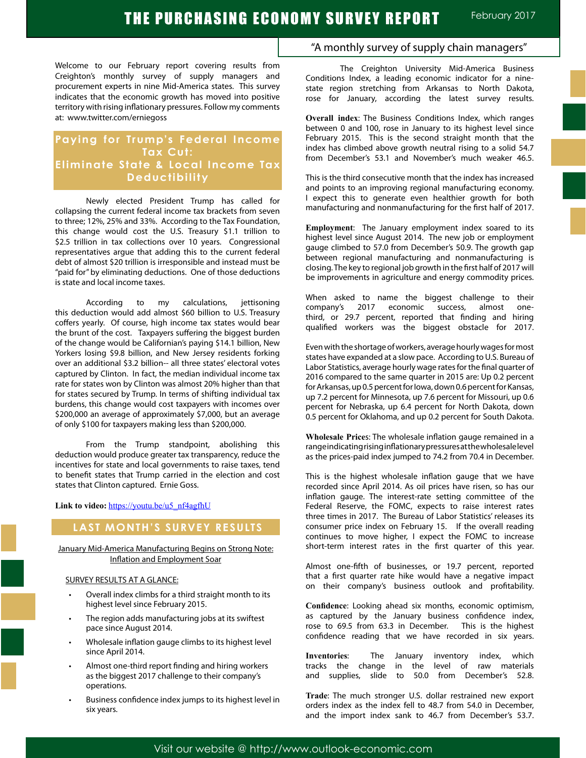# THE PURCHASING ECONOMY SURVEY REPORT

February 2017

"A monthly survey of supply chain managers"

Welcome to our February report covering results from Creighton's monthly survey of supply managers and procurement experts in nine Mid-America states. This survey indicates that the economic growth has moved into positive territory with rising inflationary pressures. Follow my comments at: www.twitter.com/erniegoss

## Paying for Trump's Federal Income Tax Cut: Eliminate State & Local Income Tax Deductibility

Newly elected President Trump has called for collapsing the current federal income tax brackets from seven to three; 12%, 25% and 33%. According to the Tax Foundation, this change would cost the U.S. Treasury $1.1 trillion to $2.5 trillion in tax collections over 10 years. Congressional representatives argue that adding this to the current federal debt of almost $20 trillion is irresponsible and instead must be "paid for" by eliminating deductions. One of those deductions is state and local income taxes.

According to my calculations, jettisoning this deduction would add almost $60 billion to U.S. Treasury coffers yearly. Of course, high income tax states would bear the brunt of the cost. Taxpayers suffering the biggest burden of the change would be Californian's paying $14.1 billion, New Yorkers losing $9.8 billion, and New Jersey residents forking over an additional $3.2 billion-- all three states' electoral votes captured by Clinton. In fact, the median individual income tax rate for states won by Clinton was almost 20% higher than that for states secured by Trump. In terms of shifting individual tax burdens, this change would cost taxpayers with incomes over $200,000 an average of approximately $7,000, but an average of only $100 for taxpayers making less than $200,000.

From the Trump standpoint, abolishing this deduction would produce greater tax transparency, reduce the incentives for state and local governments to raise taxes, tend to benefit states that Trump carried in the election and cost states that Clinton captured. Ernie Goss.

**Link to video:** https://youtu.be/u5_nf4agfhU

## LAST MONTH'S SURVEY RESULTS

January Mid-America Manufacturing Begins on Strong Note: Inflation and Employment Soar

SURVEY RESULTS AT A GLANCE:

- Overall index climbs for a third straight month to its highest level since February 2015.
- The region adds manufacturing jobs at its swiftest pace since August 2014.
- Wholesale inflation gauge climbs to its highest level since April 2014.
- Almost one-third report finding and hiring workers as the biggest 2017 challenge to their company's operations.
- Business confidence index jumps to its highest level in six years.

The Creighton University Mid-America Business Conditions Index, a leading economic indicator for a nine-state region stretching from Arkansas to North Dakota, rose for January, according the latest survey results.

**Overall index**: The Business Conditions Index, which ranges between 0 and 100, rose in January to its highest level since February 2015. This is the second straight month that the index has climbed above growth neutral rising to a solid 54.7 from December's 53.1 and November's much weaker 46.5.

This is the third consecutive month that the index has increased and points to an improving regional manufacturing economy. I expect this to generate even healthier growth for both manufacturing and nonmanufacturing for the first half of 2017.

**Employment**: The January employment index soared to its highest level since August 2014. The new job or employment gauge climbed to 57.0 from December's 50.9. The growth gap between regional manufacturing and nonmanufacturing is closing. The key to regional job growth in the first half of 2017 will be improvements in agriculture and energy commodity prices.

When asked to name the biggest challenge to their company's 2017 economic success, almost one-third, or 29.7 percent, reported that finding and hiring qualified workers was the biggest obstacle for 2017.

Even with the shortage of workers, average hourly wages for most states have expanded at a slow pace. According to U.S. Bureau of Labor Statistics, average hourly wage rates for the final quarter of 2016 compared to the same quarter in 2015 are: Up 0.2 percent for Arkansas, up 0.5 percent for Iowa, down 0.6 percent for Kansas, up 7.2 percent for Minnesota, up 7.6 percent for Missouri, up 0.6 percent for Nebraska, up 6.4 percent for North Dakota, down 0.5 percent for Oklahoma, and up 0.2 percent for South Dakota.

**Wholesale Prices**: The wholesale inflation gauge remained in a range indicating rising inflationary pressures at the wholesale level as the prices-paid index jumped to 74.2 from 70.4 in December.

This is the highest wholesale inflation gauge that we have recorded since April 2014. As oil prices have risen, so has our inflation gauge. The interest-rate setting committee of the Federal Reserve, the FOMC, expects to raise interest rates three times in 2017. The Bureau of Labor Statistics' releases its consumer price index on February 15. If the overall reading continues to move higher, I expect the FOMC to increase short-term interest rates in the first quarter of this year.

Almost one-fifth of businesses, or 19.7 percent, reported that a first quarter rate hike would have a negative impact on their company's business outlook and profitability.

**Confidence**: Looking ahead six months, economic optimism, as captured by the January business confidence index, rose to 69.5 from 63.3 in December. This is the highest confidence reading that we have recorded in six years.

**Inventories**: The January inventory index, which tracks the change in the level of raw materials and supplies, slide to 50.0 from December's 52.8.

**Trade**: The much stronger U.S. dollar restrained new export orders index as the index fell to 48.7 from 54.0 in December, and the import index sank to 46.7 from December's 53.7.

Visit our website @ http://www.outlook-economic.com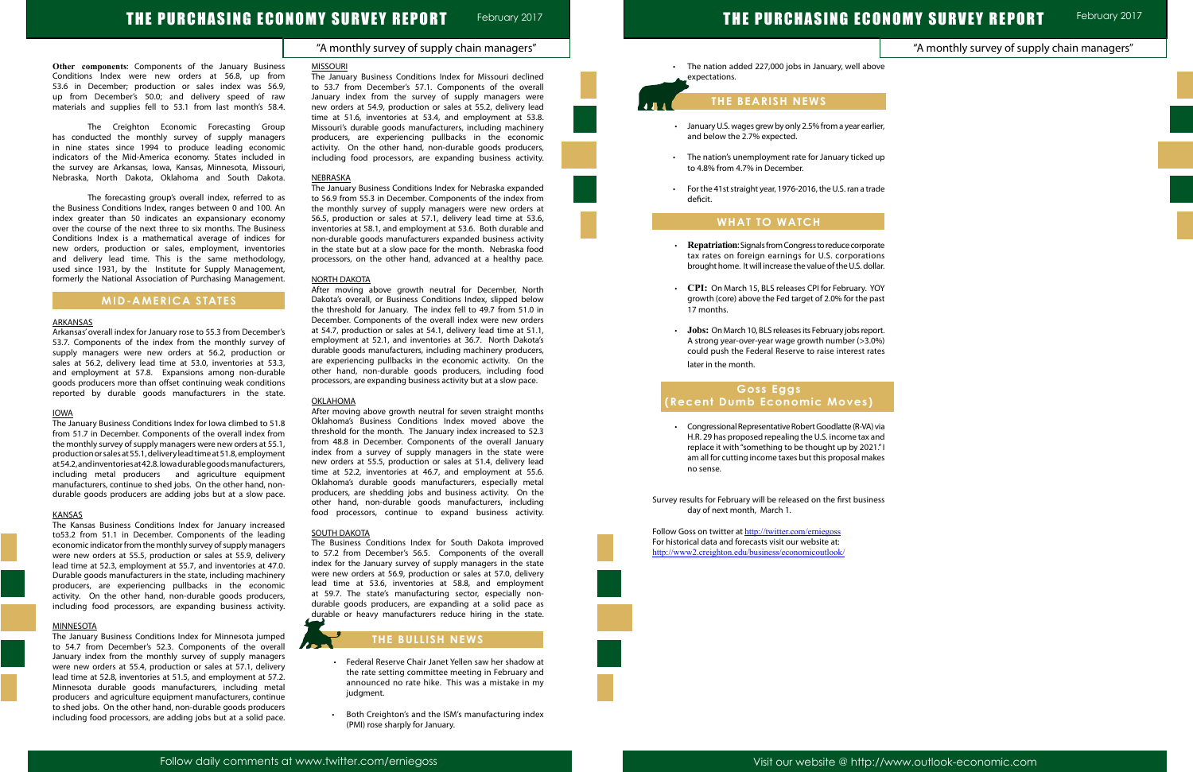"A monthly survey of supply chain managers"

**Other components**: Components of the January Business Conditions Index were new orders at 56.8, up from 53.6 in December; production or sales index was 56.9, up from December's 50.0; and delivery speed of raw materials and supplies fell to 53.1 from last month's 58.4.

The Creighton Economic Forecasting Group has conducted the monthly survey of supply managers in nine states since 1994 to produce leading economic indicators of the Mid-America economy. States included in the survey are Arkansas, Iowa, Kansas, Minnesota, Missouri, Nebraska, North Dakota, Oklahoma and South Dakota.

The forecasting group's overall index, referred to as the Business Conditions Index, ranges between 0 and 100. An index greater than 50 indicates an expansionary economy over the course of the next three to six months. The Business Conditions Index is a mathematical average of indices for new orders, production or sales, employment, inventories and delivery lead time. This is the same methodology, used since 1931, by the Institute for Supply Management, formerly the National Association of Purchasing Management.

## MID-AMERICA STATES

### ARKANSAS

Arkansas' overall index for January rose to 55.3 from December's 53.7. Components of the index from the monthly survey of supply managers were new orders at 56.2, production or sales at 56.2, delivery lead time at 53.0, inventories at 53.3, and employment at 57.8. Expansions among non-durable goods producers more than offset continuing weak conditions reported by durable goods manufacturers in the state.

### IOWA

The January Business Conditions Index for Iowa climbed to 51.8 from 51.7 in December. Components of the overall index from the monthly survey of supply managers were new orders at 55.1, production or sales at 55.1, delivery lead time at 51.8, employment at 54.2, and inventories at 42.8. Iowa durable goods manufacturers, including metal producers and agriculture equipment manufacturers, continue to shed jobs. On the other hand, non-durable goods producers are adding jobs but at a slow pace.

### KANSAS

The Kansas Business Conditions Index for January increased to53.2 from 51.1 in December. Components of the leading economic indicator from the monthly survey of supply managers were new orders at 55.5, production or sales at 55.9, delivery lead time at 52.3, employment at 55.7, and inventories at 47.0. Durable goods manufacturers in the state, including machinery producers, are experiencing pullbacks in the economic activity. On the other hand, non-durable goods producers, including food processors, are expanding business activity.

### MINNESOTA

The January Business Conditions Index for Minnesota jumped to 54.7 from December's 52.3. Components of the overall January index from the monthly survey of supply managers were new orders at 55.4, production or sales at 57.1, delivery lead time at 52.8, inventories at 51.5, and employment at 57.2. Minnesota durable goods manufacturers, including metal producers and agriculture equipment manufacturers, continue to shed jobs. On the other hand, non-durable goods producers including food processors, are adding jobs but at a solid pace.

### MISSOURI

The January Business Conditions Index for Missouri declined to 53.7 from December's 57.1. Components of the overall January index from the survey of supply managers were new orders at 54.9, production or sales at 55.2, delivery lead time at 51.6, inventories at 53.4, and employment at 53.8. Missouri's durable goods manufacturers, including machinery producers, are experiencing pullbacks in the economic activity. On the other hand, non-durable goods producers, including food processors, are expanding business activity.

### NEBRASKA

The January Business Conditions Index for Nebraska expanded to 56.9 from 55.3 in December. Components of the index from the monthly survey of supply managers were new orders at 56.5, production or sales at 57.1, delivery lead time at 53.6, inventories at 58.1, and employment at 53.6. Both durable and non-durable goods manufacturers expanded business activity in the state but at a slow pace for the month. Nebraska food processors, on the other hand, advanced at a healthy pace.

### NORTH DAKOTA

After moving above growth neutral for December, North Dakota's overall, or Business Conditions Index, slipped below the threshold for January. The index fell to 49.7 from 51.0 in December. Components of the overall index were new orders at 54.7, production or sales at 54.1, delivery lead time at 51.1, employment at 52.1, and inventories at 36.7. North Dakota's durable goods manufacturers, including machinery producers, are experiencing pullbacks in the economic activity. On the other hand, non-durable goods producers, including food processors, are expanding business activity but at a slow pace.

### OKLAHOMA

After moving above growth neutral for seven straight months Oklahoma's Business Conditions Index moved above the threshold for the month. The January index increased to 52.3 from 48.8 in December. Components of the overall January index from a survey of supply managers in the state were new orders at 55.5, production or sales at 51.4, delivery lead time at 52.2, inventories at 46.7, and employment at 55.6. Oklahoma's durable goods manufacturers, especially metal producers, are shedding jobs and business activity. On the other hand, non-durable goods manufacturers, including food processors, continue to expand business activity.

### SOUTH DAKOTA

The Business Conditions Index for South Dakota improved to 57.2 from December's 56.5. Components of the overall index for the January survey of supply managers in the state were new orders at 56.9, production or sales at 57.0, delivery lead time at 53.6, inventories at 58.8, and employment at 59.7. The state's manufacturing sector, especially non-durable goods producers, are expanding at a solid pace as durable or heavy manufacturers reduce hiring in the state.

## THE BULLISH NEWS

- Federal Reserve Chair Janet Yellen saw her shadow at the rate setting committee meeting in February and announced no rate hike. This was a mistake in my judgment.
- Both Creighton's and the ISM's manufacturing index (PMI) rose sharply for January.
- The nation added 227,000 jobs in January, well above expectations.

## THE BEARISH NEWS

- January U.S. wages grew by only 2.5% from a year earlier, and below the 2.7% expected.
- The nation's unemployment rate for January ticked up to 4.8% from 4.7% in December.
- For the 41st straight year, 1976-2016, the U.S. ran a trade deficit.

## WHAT TO WATCH

- **Repatriation:** Signals from Congress to reduce corporate tax rates on foreign earnings for U.S. corporations brought home. It will increase the value of the U.S. dollar.
- **CPI:** On March 15, BLS releases CPI for February. YOY growth (core) above the Fed target of 2.0% for the past 17 months.
- **Jobs:** On March 10, BLS releases its February jobs report. A strong year-over-year wage growth number (>3.0%) could push the Federal Reserve to raise interest rates later in the month.

## Goss Eggs (Recent Dumb Economic Moves)

- Congressional Representative Robert Goodlatte (R-VA) via H.R. 29 has proposed repealing the U.S. income tax and replace it with "something to be thought up by 2021." I am all for cutting income taxes but this proposal makes no sense.

Survey results for February will be released on the first business day of next month, March 1.

Follow Goss on twitter at http://twitter.com/erniegoss
For historical data and forecasts visit our website at:
http://www2.creighton.edu/business/economicoutlook/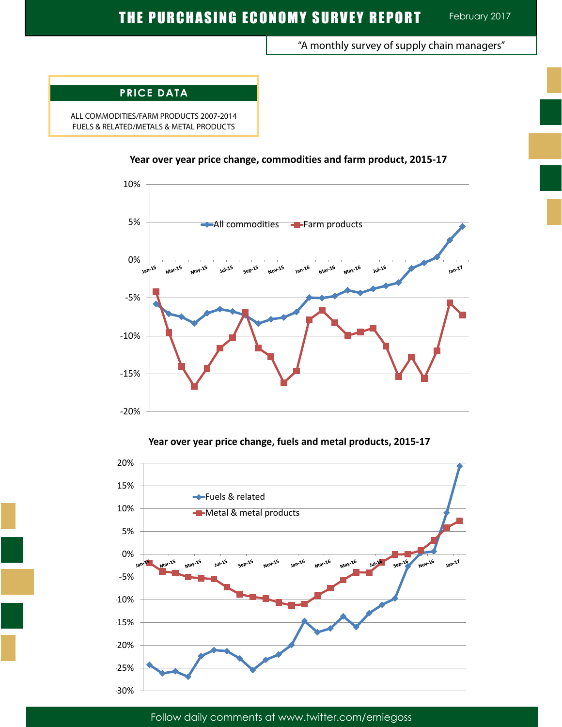# THE PURCHASING ECONOMY SURVEY REPORT

February 2017

"A monthly survey of supply chain managers"

## PRICE DATA

ALL COMMODITIES/FARM PRODUCTS 2007-2014
FUELS & RELATED/METALS & METAL PRODUCTS

**Year over year price change, commodities and farm product, 2015-17**

10%
5%
0%
-5%
-10%
-15%
-20%

Jan-15 Mar-15 May-15 Jul-15 Sep-15 Nov-15 Jan-16 Mar-16 May-16 Jul-16 Jan-17

All commodities
Farm products

**Year over year price change, fuels and metal products, 2015-17**

20%
15%
10%
5%
0%
-5%
-10%
15%
20%
25%
30%

Jan-15 Mar-15 May-15 Jul-15 Sep-15 Nov-15 Jan-16 Mar-16 May-16 Jul-16 Sep-16 Nov-16 Jan-17

Fuels & related
Metal & metal products

Follow daily comments at www.twitter.com/erniegoss